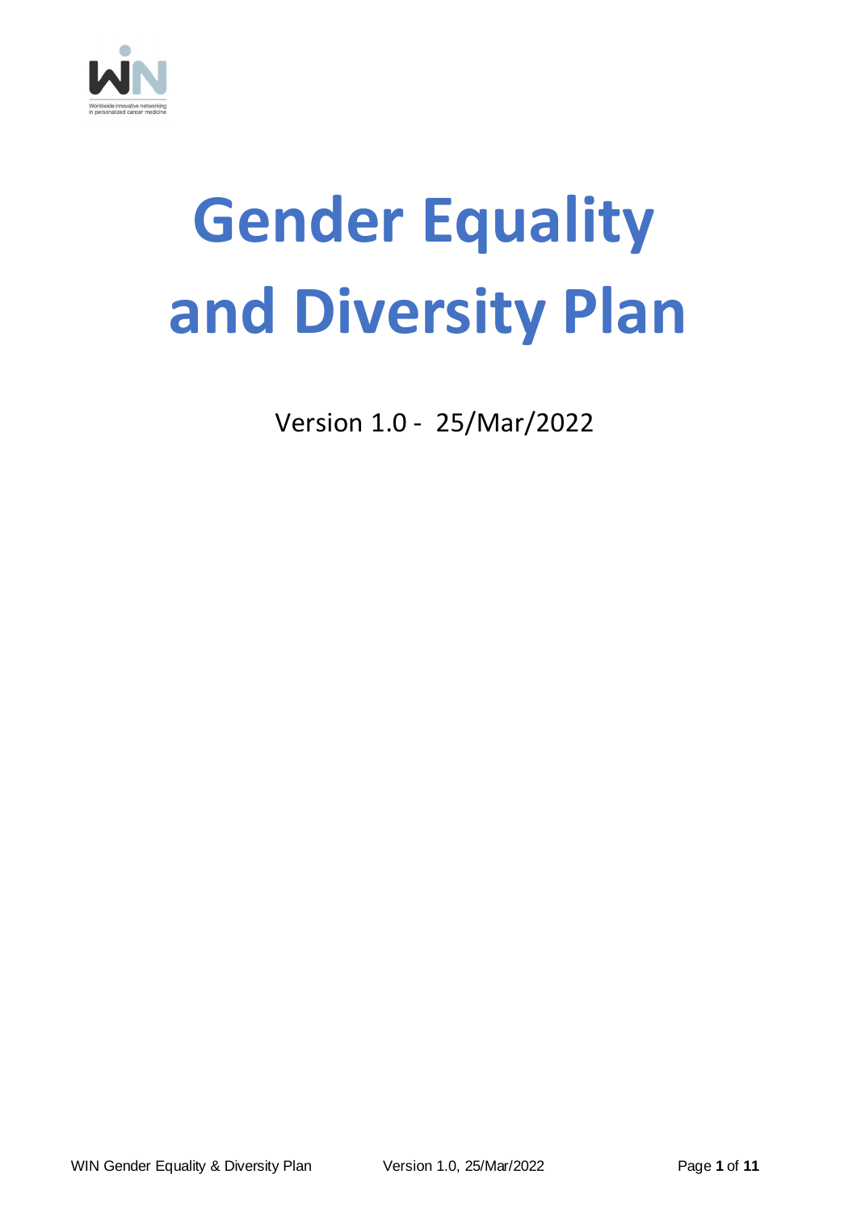# Gender Equality and Diversity Plan

Version 1.0 - 25/Mar/2022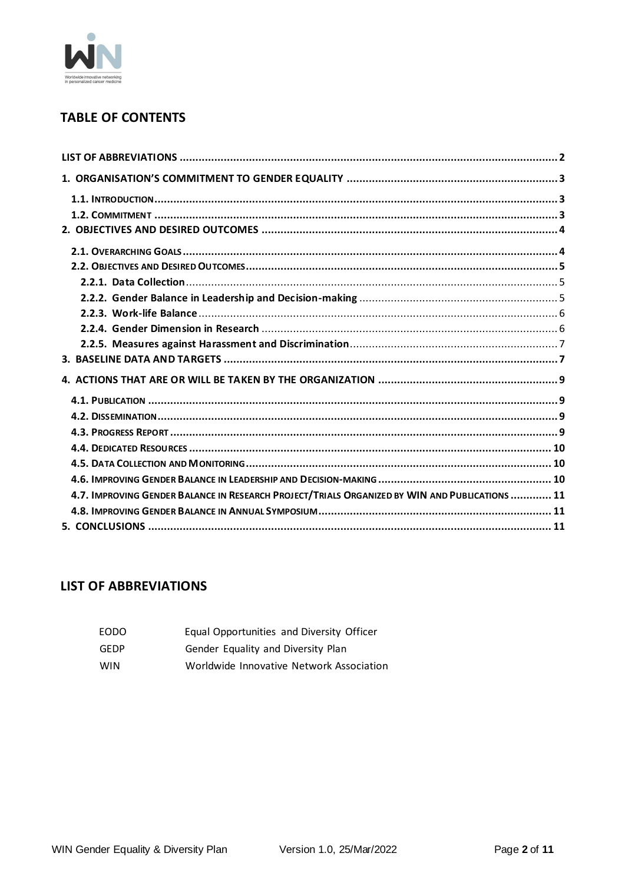## TABLE OF CONTENTS

| | |
|---|---|
| **LIST OF ABBREVIATIONS** | **2** |
| **1. ORGANISATION'S COMMITMENT TO GENDER EQUALITY** | **3** |
| **1.1. INTRODUCTION** | **3** |
| **1.2. COMMITMENT** | **3** |
| **2. OBJECTIVES AND DESIRED OUTCOMES** | **4** |
| **2.1. OVERARCHING GOALS** | **4** |
| **2.2. OBJECTIVES AND DESIRED OUTCOMES** | **5** |
| **2.2.1. Data Collection** | 5 |
| **2.2.2. Gender Balance in Leadership and Decision-making** | 5 |
| **2.2.3. Work-life Balance** | 6 |
| **2.2.4. Gender Dimension in Research** | 6 |
| **2.2.5. Measures against Harassment and Discrimination** | 7 |
| **3. BASELINE DATA AND TARGETS** | **7** |
| **4. ACTIONS THAT ARE OR WILL BE TAKEN BY THE ORGANIZATION** | **9** |
| **4.1. PUBLICATION** | **9** |
| **4.2. DISSEMINATION** | **9** |
| **4.3. PROGRESS REPORT** | **9** |
| **4.4. DEDICATED RESOURCES** | **10** |
| **4.5. DATA COLLECTION AND MONITORING** | **10** |
| **4.6. IMPROVING GENDER BALANCE IN LEADERSHIP AND DECISION-MAKING** | **10** |
| **4.7. IMPROVING GENDER BALANCE IN RESEARCH PROJECT/TRIALS ORGANIZED BY WIN AND PUBLICATIONS** | **11** |
| **4.8. IMPROVING GENDER BALANCE IN ANNUAL SYMPOSIUM** | **11** |
| **5. CONCLUSIONS** | **11** |

## LIST OF ABBREVIATIONS

| | |
|---|---|
| EODO | Equal Opportunities and Diversity Officer |
| GEDP | Gender Equality and Diversity Plan |
| WIN | Worldwide Innovative Network Association |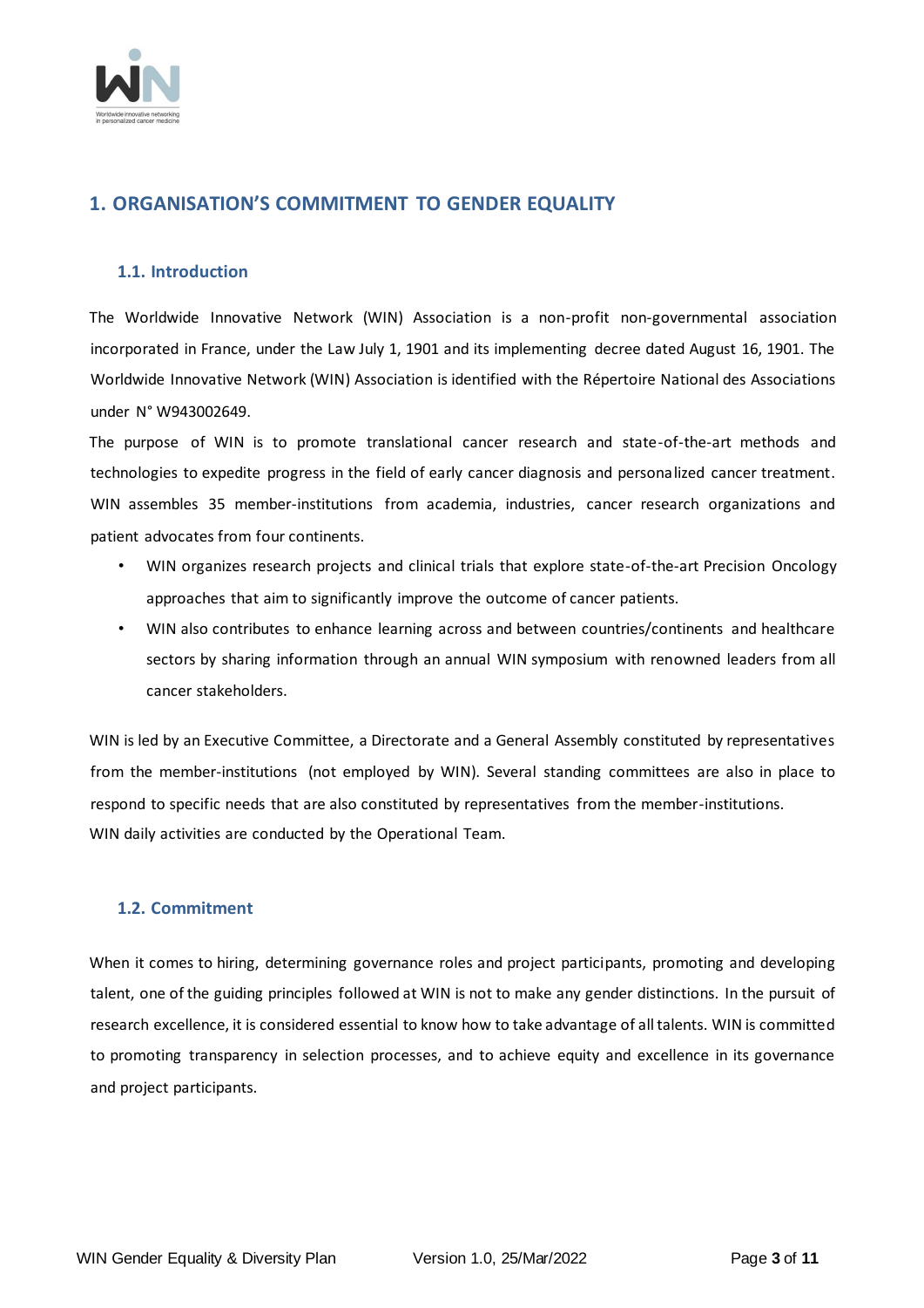# 1. ORGANISATION'S COMMITMENT TO GENDER EQUALITY

## 1.1. Introduction

The Worldwide Innovative Network (WIN) Association is a non-profit non-governmental association incorporated in France, under the Law July 1, 1901 and its implementing decree dated August 16, 1901. The Worldwide Innovative Network (WIN) Association is identified with the Répertoire National des Associations under N° W943002649.

The purpose of WIN is to promote translational cancer research and state-of-the-art methods and technologies to expedite progress in the field of early cancer diagnosis and personalized cancer treatment. WIN assembles 35 member-institutions from academia, industries, cancer research organizations and patient advocates from four continents.

- WIN organizes research projects and clinical trials that explore state-of-the-art Precision Oncology approaches that aim to significantly improve the outcome of cancer patients.
- WIN also contributes to enhance learning across and between countries/continents and healthcare sectors by sharing information through an annual WIN symposium with renowned leaders from all cancer stakeholders.

WIN is led by an Executive Committee, a Directorate and a General Assembly constituted by representatives from the member-institutions (not employed by WIN). Several standing committees are also in place to respond to specific needs that are also constituted by representatives from the member-institutions.
WIN daily activities are conducted by the Operational Team.

## 1.2. Commitment

When it comes to hiring, determining governance roles and project participants, promoting and developing talent, one of the guiding principles followed at WIN is not to make any gender distinctions. In the pursuit of research excellence, it is considered essential to know how to take advantage of all talents. WIN is committed to promoting transparency in selection processes, and to achieve equity and excellence in its governance and project participants.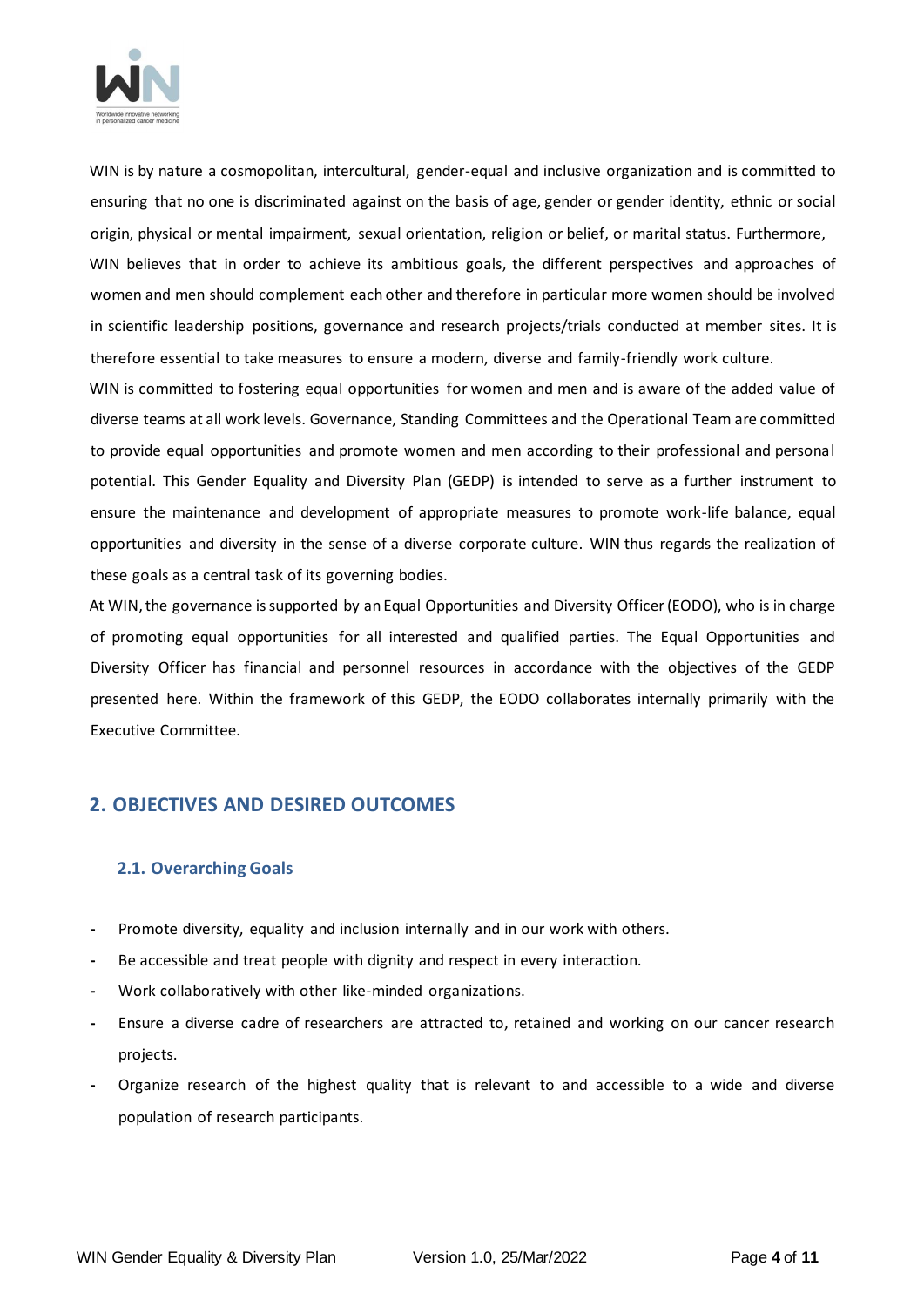WIN is by nature a cosmopolitan, intercultural, gender-equal and inclusive organization and is committed to ensuring that no one is discriminated against on the basis of age, gender or gender identity, ethnic or social origin, physical or mental impairment, sexual orientation, religion or belief, or marital status. Furthermore, WIN believes that in order to achieve its ambitious goals, the different perspectives and approaches of women and men should complement each other and therefore in particular more women should be involved in scientific leadership positions, governance and research projects/trials conducted at member sites. It is therefore essential to take measures to ensure a modern, diverse and family-friendly work culture.

WIN is committed to fostering equal opportunities for women and men and is aware of the added value of diverse teams at all work levels. Governance, Standing Committees and the Operational Team are committed to provide equal opportunities and promote women and men according to their professional and personal potential. This Gender Equality and Diversity Plan (GEDP) is intended to serve as a further instrument to ensure the maintenance and development of appropriate measures to promote work-life balance, equal opportunities and diversity in the sense of a diverse corporate culture. WIN thus regards the realization of these goals as a central task of its governing bodies.

At WIN, the governance is supported by an Equal Opportunities and Diversity Officer (EODO), who is in charge of promoting equal opportunities for all interested and qualified parties. The Equal Opportunities and Diversity Officer has financial and personnel resources in accordance with the objectives of the GEDP presented here. Within the framework of this GEDP, the EODO collaborates internally primarily with the Executive Committee.

## 2. OBJECTIVES AND DESIRED OUTCOMES

### 2.1. Overarching Goals

- Promote diversity, equality and inclusion internally and in our work with others.
- Be accessible and treat people with dignity and respect in every interaction.
- Work collaboratively with other like-minded organizations.
- Ensure a diverse cadre of researchers are attracted to, retained and working on our cancer research projects.
- Organize research of the highest quality that is relevant to and accessible to a wide and diverse population of research participants.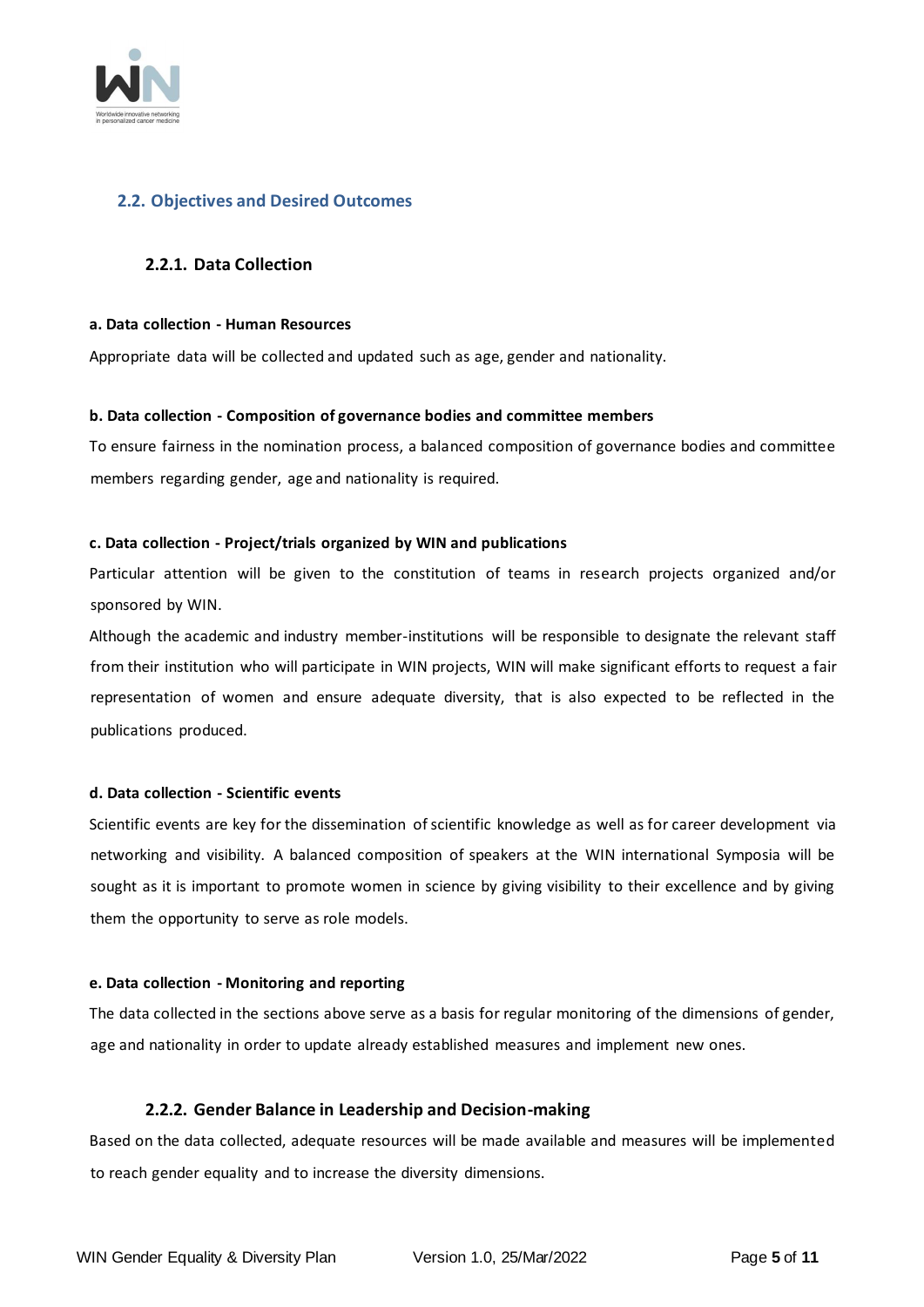## 2.2. Objectives and Desired Outcomes

### 2.2.1. Data Collection

**a. Data collection - Human Resources**

Appropriate data will be collected and updated such as age, gender and nationality.

**b. Data collection - Composition of governance bodies and committee members**

To ensure fairness in the nomination process, a balanced composition of governance bodies and committee members regarding gender, age and nationality is required.

**c. Data collection - Project/trials organized by WIN and publications**

Particular attention will be given to the constitution of teams in research projects organized and/or sponsored by WIN.

Although the academic and industry member-institutions will be responsible to designate the relevant staff from their institution who will participate in WIN projects, WIN will make significant efforts to request a fair representation of women and ensure adequate diversity, that is also expected to be reflected in the publications produced.

**d. Data collection - Scientific events**

Scientific events are key for the dissemination of scientific knowledge as well as for career development via networking and visibility. A balanced composition of speakers at the WIN international Symposia will be sought as it is important to promote women in science by giving visibility to their excellence and by giving them the opportunity to serve as role models.

**e. Data collection - Monitoring and reporting**

The data collected in the sections above serve as a basis for regular monitoring of the dimensions of gender, age and nationality in order to update already established measures and implement new ones.

### 2.2.2. Gender Balance in Leadership and Decision-making

Based on the data collected, adequate resources will be made available and measures will be implemented to reach gender equality and to increase the diversity dimensions.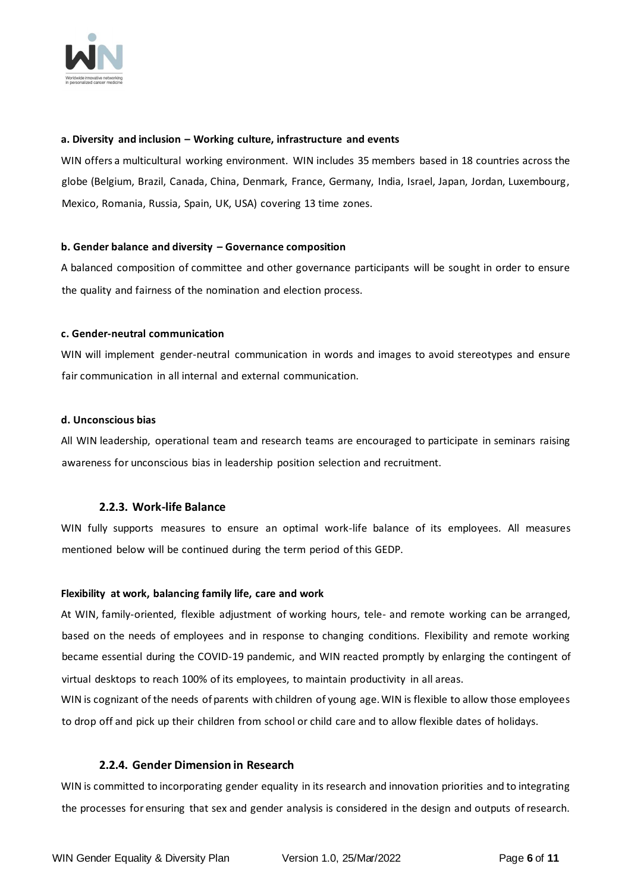**a. Diversity and inclusion – Working culture, infrastructure and events**

WIN offers a multicultural working environment. WIN includes 35 members based in 18 countries across the globe (Belgium, Brazil, Canada, China, Denmark, France, Germany, India, Israel, Japan, Jordan, Luxembourg, Mexico, Romania, Russia, Spain, UK, USA) covering 13 time zones.

**b. Gender balance and diversity – Governance composition**

A balanced composition of committee and other governance participants will be sought in order to ensure the quality and fairness of the nomination and election process.

**c. Gender-neutral communication**

WIN will implement gender-neutral communication in words and images to avoid stereotypes and ensure fair communication in all internal and external communication.

**d. Unconscious bias**

All WIN leadership, operational team and research teams are encouraged to participate in seminars raising awareness for unconscious bias in leadership position selection and recruitment.

### 2.2.3. Work-life Balance

WIN fully supports measures to ensure an optimal work-life balance of its employees. All measures mentioned below will be continued during the term period of this GEDP.

**Flexibility at work, balancing family life, care and work**

At WIN, family-oriented, flexible adjustment of working hours, tele- and remote working can be arranged, based on the needs of employees and in response to changing conditions. Flexibility and remote working became essential during the COVID-19 pandemic, and WIN reacted promptly by enlarging the contingent of virtual desktops to reach 100% of its employees, to maintain productivity in all areas.

WIN is cognizant of the needs of parents with children of young age. WIN is flexible to allow those employees to drop off and pick up their children from school or child care and to allow flexible dates of holidays.

### 2.2.4. Gender Dimension in Research

WIN is committed to incorporating gender equality in its research and innovation priorities and to integrating the processes for ensuring that sex and gender analysis is considered in the design and outputs of research.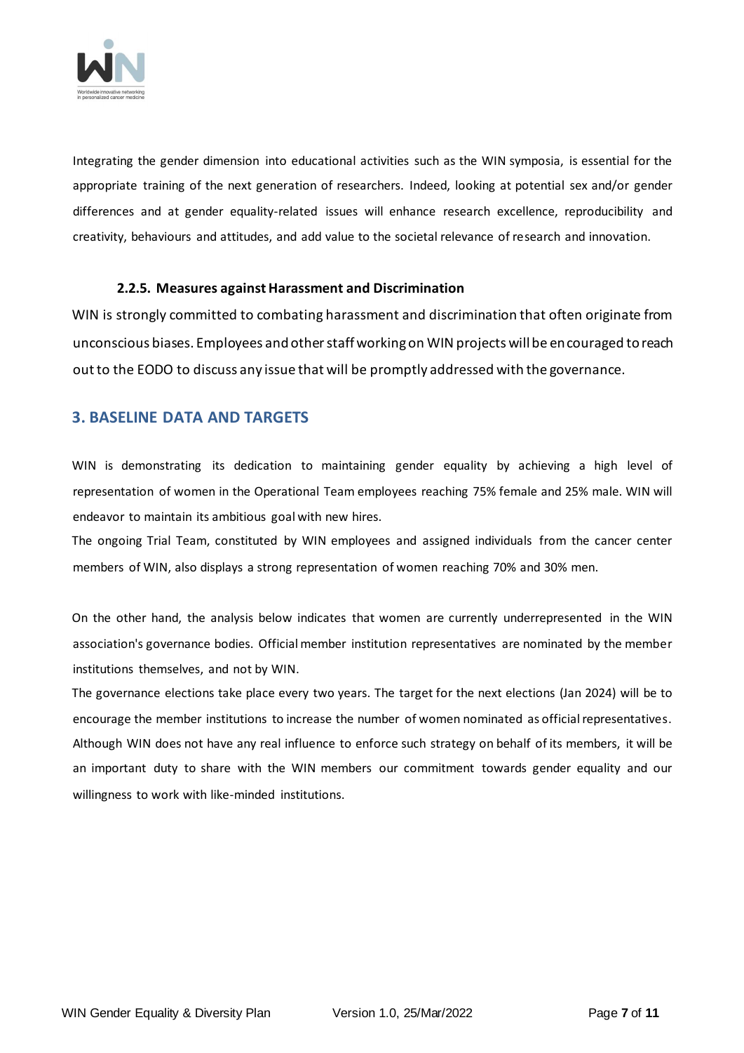Integrating the gender dimension into educational activities such as the WIN symposia, is essential for the appropriate training of the next generation of researchers. Indeed, looking at potential sex and/or gender differences and at gender equality-related issues will enhance research excellence, reproducibility and creativity, behaviours and attitudes, and add value to the societal relevance of research and innovation.

### 2.2.5. Measures against Harassment and Discrimination

WIN is strongly committed to combating harassment and discrimination that often originate from unconscious biases. Employees and other staff working on WIN projects will be encouraged to reach out to the EODO to discuss any issue that will be promptly addressed with the governance.

## 3. BASELINE DATA AND TARGETS

WIN is demonstrating its dedication to maintaining gender equality by achieving a high level of representation of women in the Operational Team employees reaching 75% female and 25% male. WIN will endeavor to maintain its ambitious goal with new hires.

The ongoing Trial Team, constituted by WIN employees and assigned individuals from the cancer center members of WIN, also displays a strong representation of women reaching 70% and 30% men.

On the other hand, the analysis below indicates that women are currently underrepresented in the WIN association's governance bodies. Official member institution representatives are nominated by the member institutions themselves, and not by WIN.

The governance elections take place every two years. The target for the next elections (Jan 2024) will be to encourage the member institutions to increase the number of women nominated as official representatives. Although WIN does not have any real influence to enforce such strategy on behalf of its members, it will be an important duty to share with the WIN members our commitment towards gender equality and our willingness to work with like-minded institutions.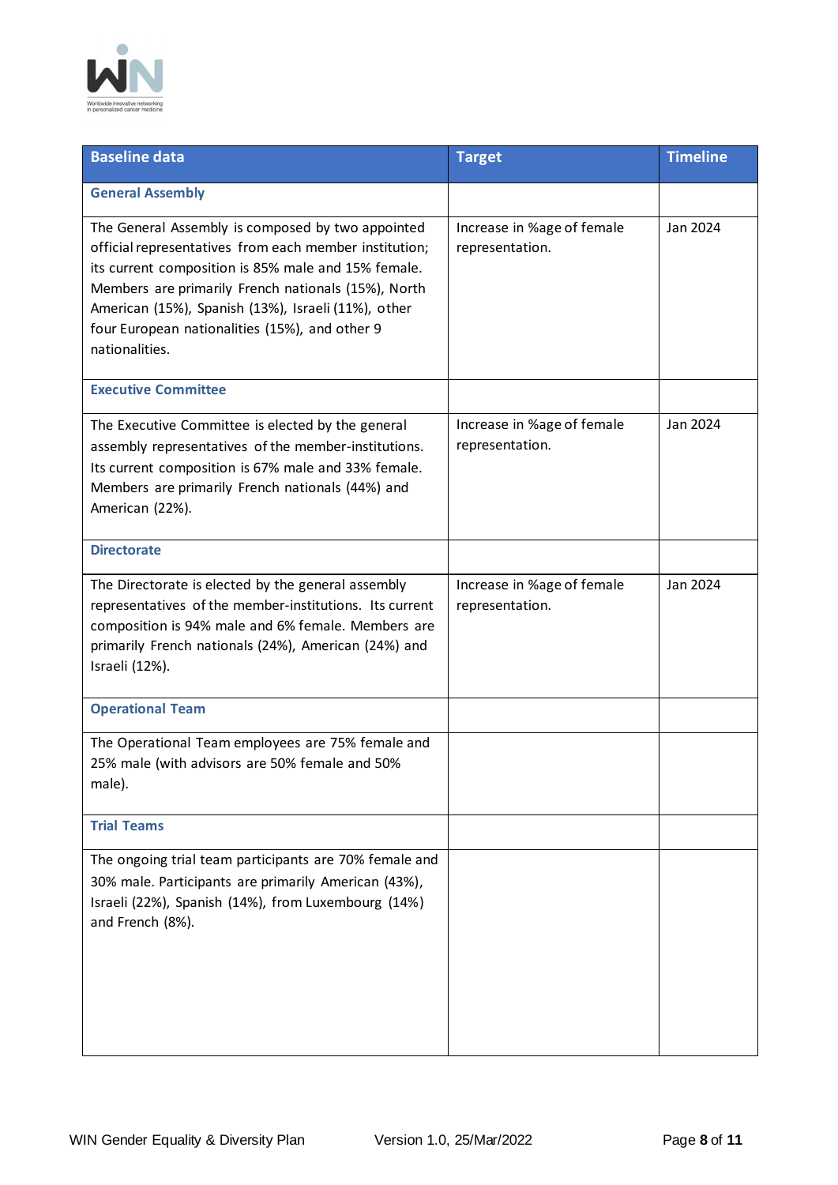| Baseline data | Target | Timeline |
|---|---|---|
| **General Assembly** | | |
| The General Assembly is composed by two appointed official representatives from each member institution; its current composition is 85% male and 15% female. Members are primarily French nationals (15%), North American (15%), Spanish (13%), Israeli (11%), other four European nationalities (15%), and other 9 nationalities. | Increase in %age of female representation. | Jan 2024 |
| **Executive Committee** | | |
| The Executive Committee is elected by the general assembly representatives of the member-institutions. Its current composition is 67% male and 33% female. Members are primarily French nationals (44%) and American (22%). | Increase in %age of female representation. | Jan 2024 |
| **Directorate** | | |
| The Directorate is elected by the general assembly representatives of the member-institutions. Its current composition is 94% male and 6% female. Members are primarily French nationals (24%), American (24%) and Israeli (12%). | Increase in %age of female representation. | Jan 2024 |
| **Operational Team** | | |
| The Operational Team employees are 75% female and 25% male (with advisors are 50% female and 50% male). | | |
| **Trial Teams** | | |
| The ongoing trial team participants are 70% female and 30% male. Participants are primarily American (43%), Israeli (22%), Spanish (14%), from Luxembourg (14%) and French (8%). | | |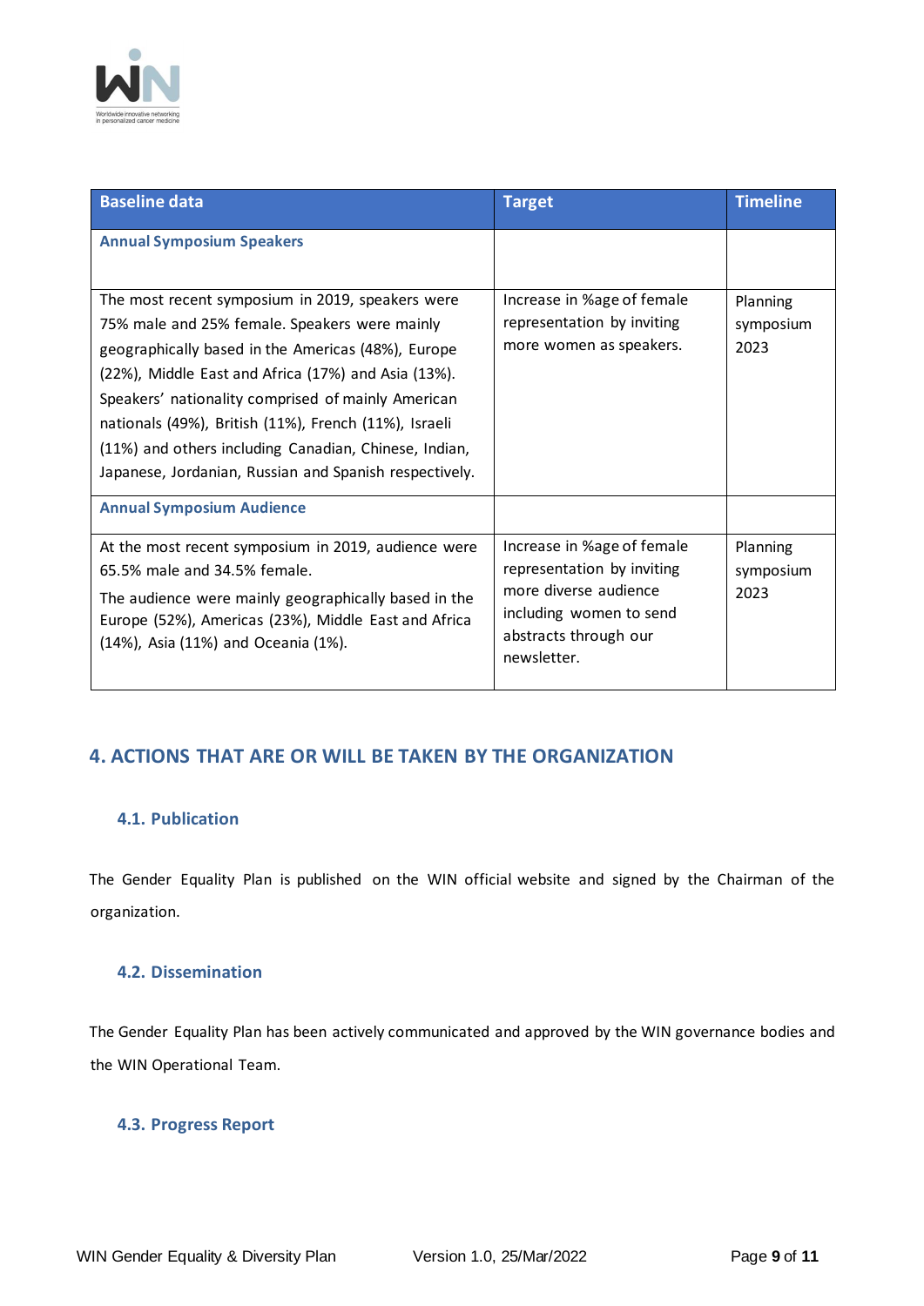| Baseline data | Target | Timeline |
|---|---|---|
| **Annual Symposium Speakers** | | |
| The most recent symposium in 2019, speakers were 75% male and 25% female. Speakers were mainly geographically based in the Americas (48%), Europe (22%), Middle East and Africa (17%) and Asia (13%). Speakers' nationality comprised of mainly American nationals (49%), British (11%), French (11%), Israeli (11%) and others including Canadian, Chinese, Indian, Japanese, Jordanian, Russian and Spanish respectively. | Increase in %age of female representation by inviting more women as speakers. | Planning symposium 2023 |
| **Annual Symposium Audience** | | |
| At the most recent symposium in 2019, audience were 65.5% male and 34.5% female. The audience were mainly geographically based in the Europe (52%), Americas (23%), Middle East and Africa (14%), Asia (11%) and Oceania (1%). | Increase in %age of female representation by inviting more diverse audience including women to send abstracts through our newsletter. | Planning symposium 2023 |

## 4. ACTIONS THAT ARE OR WILL BE TAKEN BY THE ORGANIZATION

### 4.1. Publication

The Gender Equality Plan is published on the WIN official website and signed by the Chairman of the organization.

### 4.2. Dissemination

The Gender Equality Plan has been actively communicated and approved by the WIN governance bodies and the WIN Operational Team.

### 4.3. Progress Report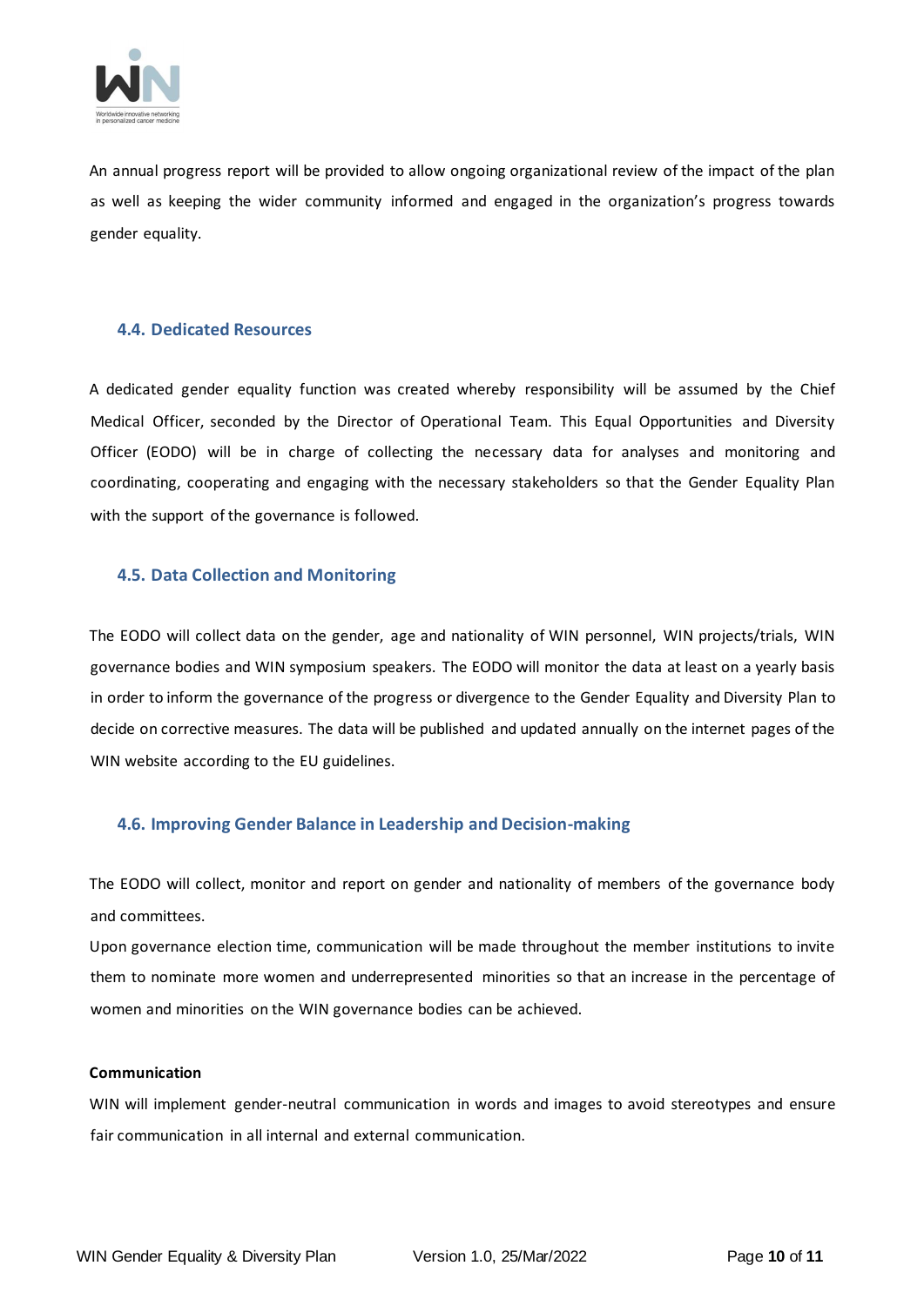An annual progress report will be provided to allow ongoing organizational review of the impact of the plan as well as keeping the wider community informed and engaged in the organization's progress towards gender equality.

### 4.4. Dedicated Resources

A dedicated gender equality function was created whereby responsibility will be assumed by the Chief Medical Officer, seconded by the Director of Operational Team. This Equal Opportunities and Diversity Officer (EODO) will be in charge of collecting the necessary data for analyses and monitoring and coordinating, cooperating and engaging with the necessary stakeholders so that the Gender Equality Plan with the support of the governance is followed.

### 4.5. Data Collection and Monitoring

The EODO will collect data on the gender, age and nationality of WIN personnel, WIN projects/trials, WIN governance bodies and WIN symposium speakers. The EODO will monitor the data at least on a yearly basis in order to inform the governance of the progress or divergence to the Gender Equality and Diversity Plan to decide on corrective measures. The data will be published and updated annually on the internet pages of the WIN website according to the EU guidelines.

### 4.6. Improving Gender Balance in Leadership and Decision-making

The EODO will collect, monitor and report on gender and nationality of members of the governance body and committees.

Upon governance election time, communication will be made throughout the member institutions to invite them to nominate more women and underrepresented minorities so that an increase in the percentage of women and minorities on the WIN governance bodies can be achieved.

**Communication**

WIN will implement gender-neutral communication in words and images to avoid stereotypes and ensure fair communication in all internal and external communication.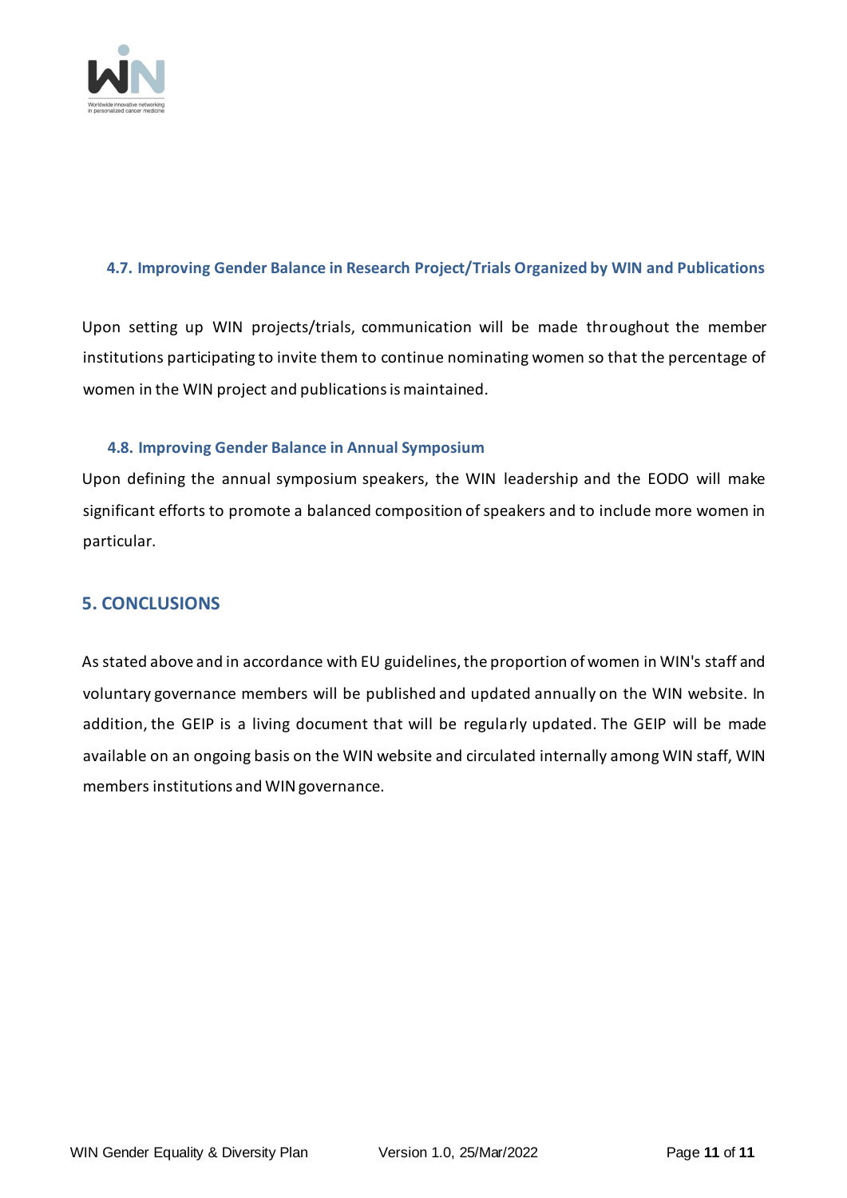### 4.7. Improving Gender Balance in Research Project/Trials Organized by WIN and Publications

Upon setting up WIN projects/trials, communication will be made throughout the member institutions participating to invite them to continue nominating women so that the percentage of women in the WIN project and publications is maintained.

### 4.8. Improving Gender Balance in Annual Symposium

Upon defining the annual symposium speakers, the WIN leadership and the EODO will make significant efforts to promote a balanced composition of speakers and to include more women in particular.

## 5. CONCLUSIONS

As stated above and in accordance with EU guidelines, the proportion of women in WIN's staff and voluntary governance members will be published and updated annually on the WIN website. In addition, the GEIP is a living document that will be regularly updated. The GEIP will be made available on an ongoing basis on the WIN website and circulated internally among WIN staff, WIN members institutions and WIN governance.